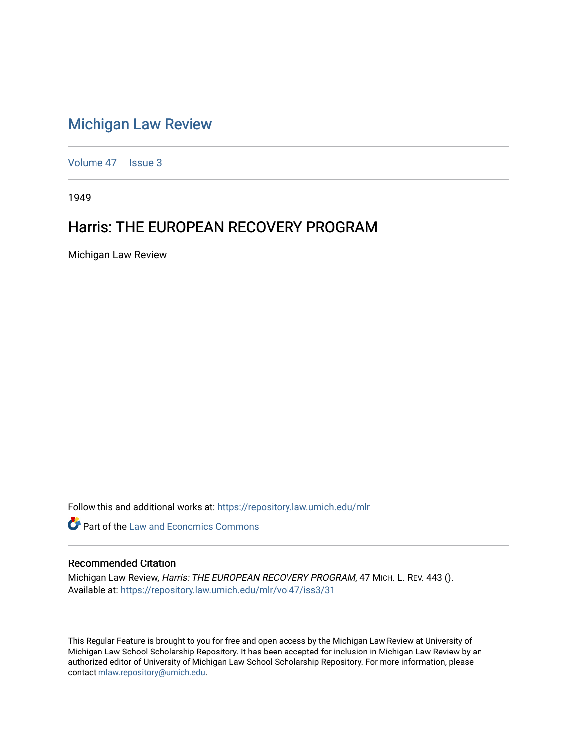# Michigan Law Review

Volume 47 | Issue 3

1949

## Harris: THE EUROPEAN RECOVERY PROGRAM

Michigan Law Review

Follow this and additional works at: https://repository.law.umich.edu/mlr

Part of the Law and Economics Commons

### Recommended Citation

Michigan Law Review, *Harris: THE EUROPEAN RECOVERY PROGRAM*, 47 MICH. L. REV. 443 ().
Available at: https://repository.law.umich.edu/mlr/vol47/iss3/31

This Regular Feature is brought to you for free and open access by the Michigan Law Review at University of Michigan Law School Scholarship Repository. It has been accepted for inclusion in Michigan Law Review by an authorized editor of University of Michigan Law School Scholarship Repository. For more information, please contact mlaw.repository@umich.edu.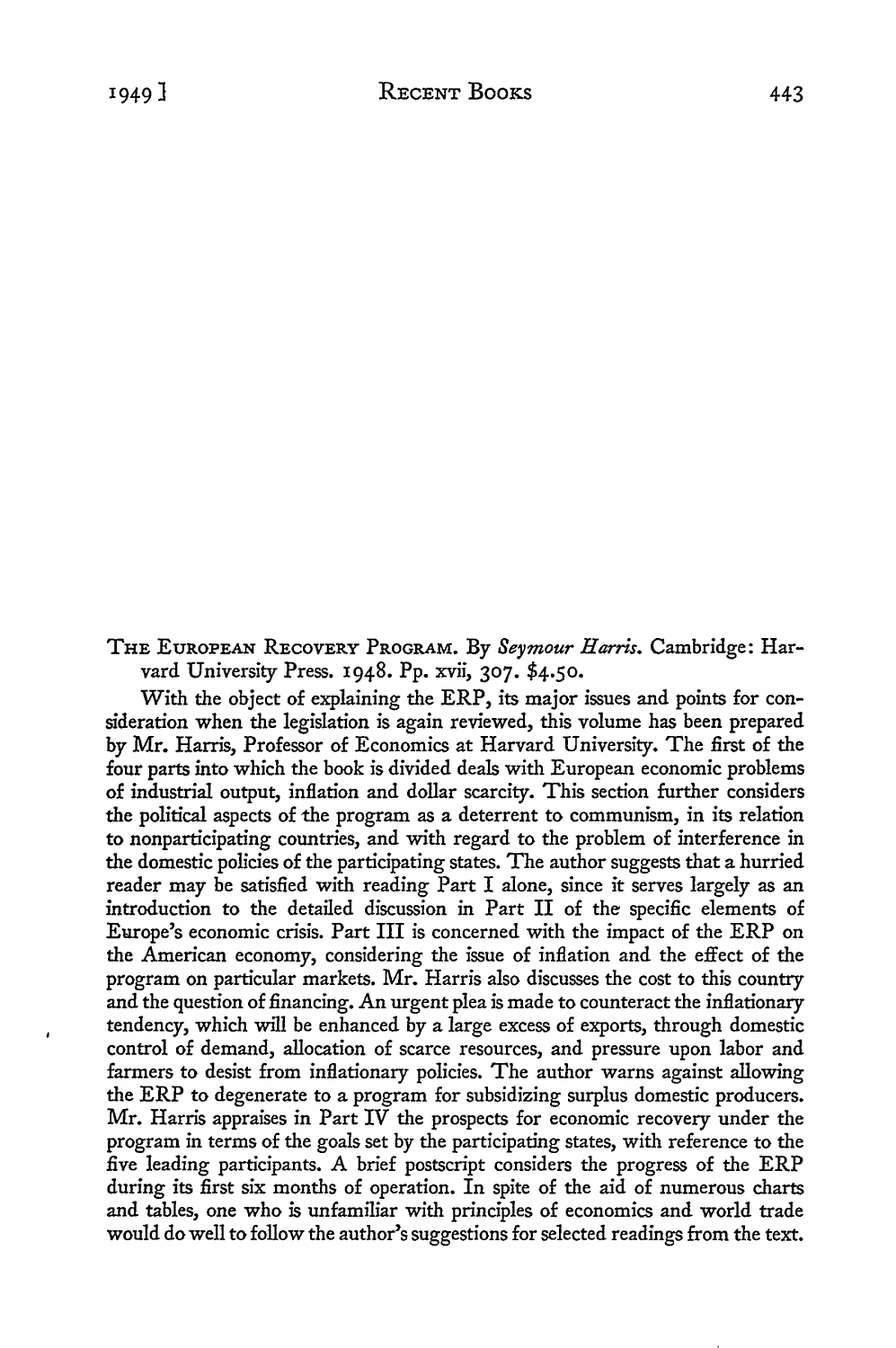THE EUROPEAN RECOVERY PROGRAM. By *Seymour Harris.* Cambridge: Harvard University Press. 1948. Pp. xvii, 307. $4.50.

With the object of explaining the ERP, its major issues and points for consideration when the legislation is again reviewed, this volume has been prepared by Mr. Harris, Professor of Economics at Harvard University. The first of the four parts into which the book is divided deals with European economic problems of industrial output, inflation and dollar scarcity. This section further considers the political aspects of the program as a deterrent to communism, in its relation to nonparticipating countries, and with regard to the problem of interference in the domestic policies of the participating states. The author suggests that a hurried reader may be satisfied with reading Part I alone, since it serves largely as an introduction to the detailed discussion in Part II of the specific elements of Europe's economic crisis. Part III is concerned with the impact of the ERP on the American economy, considering the issue of inflation and the effect of the program on particular markets. Mr. Harris also discusses the cost to this country and the question of financing. An urgent plea is made to counteract the inflationary tendency, which will be enhanced by a large excess of exports, through domestic control of demand, allocation of scarce resources, and pressure upon labor and farmers to desist from inflationary policies. The author warns against allowing the ERP to degenerate to a program for subsidizing surplus domestic producers. Mr. Harris appraises in Part IV the prospects for economic recovery under the program in terms of the goals set by the participating states, with reference to the five leading participants. A brief postscript considers the progress of the ERP during its first six months of operation. In spite of the aid of numerous charts and tables, one who is unfamiliar with principles of economics and world trade would do well to follow the author's suggestions for selected readings from the text.